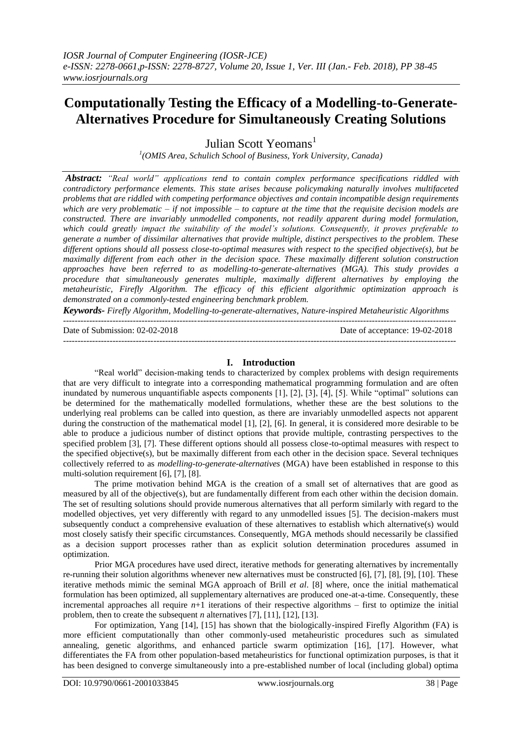# Computationally Testing the Efficacy of a Modelling-to-Generate-Alternatives Procedure for Simultaneously Creating Solutions

Julian Scott Yeomans[1]

[1](OMIS Area, Schulich School of Business, York University, Canada)

***Abstract:*** *"Real world" applications tend to contain complex performance specifications riddled with contradictory performance elements. This state arises because policymaking naturally involves multifaceted problems that are riddled with competing performance objectives and contain incompatible design requirements which are very problematic – if not impossible – to capture at the time that the requisite decision models are constructed. There are invariably unmodelled components, not readily apparent during model formulation, which could greatly impact the suitability of the model's solutions. Consequently, it proves preferable to generate a number of dissimilar alternatives that provide multiple, distinct perspectives to the problem. These different options should all possess close-to-optimal measures with respect to the specified objective(s), but be maximally different from each other in the decision space. These maximally different solution construction approaches have been referred to as modelling-to-generate-alternatives (MGA). This study provides a procedure that simultaneously generates multiple, maximally different alternatives by employing the metaheuristic, Firefly Algorithm. The efficacy of this efficient algorithmic optimization approach is demonstrated on a commonly-tested engineering benchmark problem.*

***Keywords-*** *Firefly Algorithm, Modelling-to-generate-alternatives, Nature-inspired Metaheuristic Algorithms*

---

Date of Submission: 02-02-2018 Date of acceptance: 19-02-2018

---

## I. Introduction

"Real world" decision-making tends to characterized by complex problems with design requirements that are very difficult to integrate into a corresponding mathematical programming formulation and are often inundated by numerous unquantifiable aspects components [1], [2], [3], [4], [5]. While "optimal" solutions can be determined for the mathematically modelled formulations, whether these are the best solutions to the underlying real problems can be called into question, as there are invariably unmodelled aspects not apparent during the construction of the mathematical model [1], [2], [6]. In general, it is considered more desirable to be able to produce a judicious number of distinct options that provide multiple, contrasting perspectives to the specified problem [3], [7]. These different options should all possess close-to-optimal measures with respect to the specified objective(s), but be maximally different from each other in the decision space. Several techniques collectively referred to as *modelling-to-generate-alternatives* (MGA) have been established in response to this multi-solution requirement [6], [7], [8].

The prime motivation behind MGA is the creation of a small set of alternatives that are good as measured by all of the objective(s), but are fundamentally different from each other within the decision domain. The set of resulting solutions should provide numerous alternatives that all perform similarly with regard to the modelled objectives, yet very differently with regard to any unmodelled issues [5]. The decision-makers must subsequently conduct a comprehensive evaluation of these alternatives to establish which alternative(s) would most closely satisfy their specific circumstances. Consequently, MGA methods should necessarily be classified as a decision support processes rather than as explicit solution determination procedures assumed in optimization.

Prior MGA procedures have used direct, iterative methods for generating alternatives by incrementally re-running their solution algorithms whenever new alternatives must be constructed [6], [7], [8], [9], [10]. These iterative methods mimic the seminal MGA approach of Brill *et al*. [8] where, once the initial mathematical formulation has been optimized, all supplementary alternatives are produced one-at-a-time. Consequently, these incremental approaches all require $n+1$ iterations of their respective algorithms – first to optimize the initial problem, then to create the subsequent $n$ alternatives [7], [11], [12], [13].

For optimization, Yang [14], [15] has shown that the biologically-inspired Firefly Algorithm (FA) is more efficient computationally than other commonly-used metaheuristic procedures such as simulated annealing, genetic algorithms, and enhanced particle swarm optimization [16], [17]. However, what differentiates the FA from other population-based metaheuristics for functional optimization purposes, is that it has been designed to converge simultaneously into a pre-established number of local (including global) optima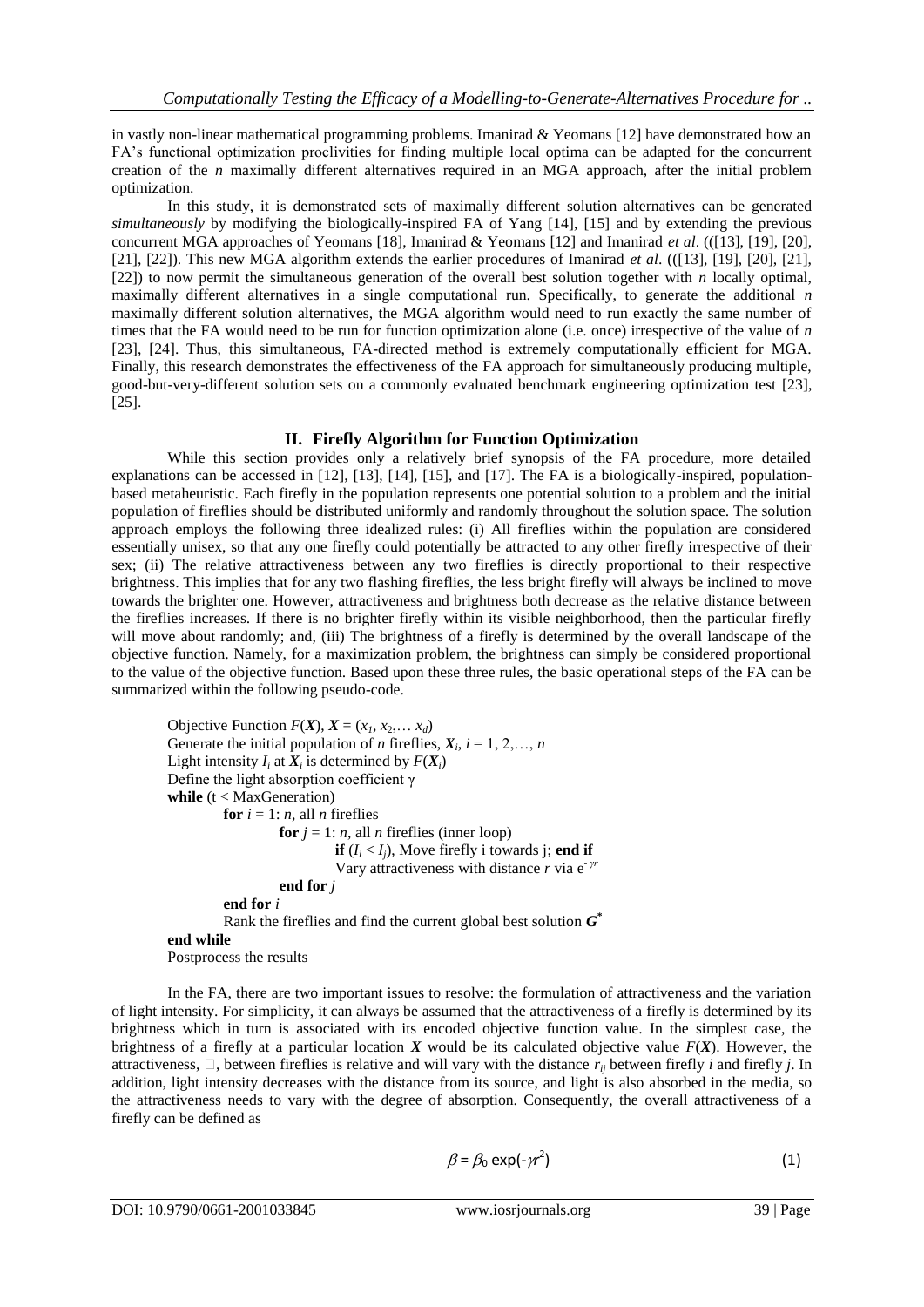in vastly non-linear mathematical programming problems. Imanirad & Yeomans [12] have demonstrated how an FA's functional optimization proclivities for finding multiple local optima can be adapted for the concurrent creation of the $n$ maximally different alternatives required in an MGA approach, after the initial problem optimization.

In this study, it is demonstrated sets of maximally different solution alternatives can be generated *simultaneously* by modifying the biologically-inspired FA of Yang [14], [15] and by extending the previous concurrent MGA approaches of Yeomans [18], Imanirad & Yeomans [12] and Imanirad *et al*. (([13], [19], [20], [21], [22]). This new MGA algorithm extends the earlier procedures of Imanirad *et al*. (([13], [19], [20], [21], [22]) to now permit the simultaneous generation of the overall best solution together with $n$ locally optimal, maximally different alternatives in a single computational run. Specifically, to generate the additional $n$ maximally different solution alternatives, the MGA algorithm would need to run exactly the same number of times that the FA would need to be run for function optimization alone (i.e. once) irrespective of the value of $n$ [23], [24]. Thus, this simultaneous, FA-directed method is extremely computationally efficient for MGA. Finally, this research demonstrates the effectiveness of the FA approach for simultaneously producing multiple, good-but-very-different solution sets on a commonly evaluated benchmark engineering optimization test [23], [25].

## II. Firefly Algorithm for Function Optimization

While this section provides only a relatively brief synopsis of the FA procedure, more detailed explanations can be accessed in [12], [13], [14], [15], and [17]. The FA is a biologically-inspired, population-based metaheuristic. Each firefly in the population represents one potential solution to a problem and the initial population of fireflies should be distributed uniformly and randomly throughout the solution space. The solution approach employs the following three idealized rules: (i) All fireflies within the population are considered essentially unisex, so that any one firefly could potentially be attracted to any other firefly irrespective of their sex; (ii) The relative attractiveness between any two fireflies is directly proportional to their respective brightness. This implies that for any two flashing fireflies, the less bright firefly will always be inclined to move towards the brighter one. However, attractiveness and brightness both decrease as the relative distance between the fireflies increases. If there is no brighter firefly within its visible neighborhood, then the particular firefly will move about randomly; and, (iii) The brightness of a firefly is determined by the overall landscape of the objective function. Namely, for a maximization problem, the brightness can simply be considered proportional to the value of the objective function. Based upon these three rules, the basic operational steps of the FA can be summarized within the following pseudo-code.

```
Objective Function F(X), X = (x1, x2,… xd)
Generate the initial population of n fireflies, Xi, i = 1, 2,…, n
Light intensity Ii at Xi is determined by F(Xi)
Define the light absorption coefficient γ
while (t < MaxGeneration)
        for i = 1: n, all n fireflies
                for j = 1: n, all n fireflies (inner loop)
                        if (Ii < Ij), Move firefly i towards j; end if
                        Vary attractiveness with distance r via e^(-γr)
                end for j
        end for i
        Rank the fireflies and find the current global best solution G*
end while
Postprocess the results
```

In the FA, there are two important issues to resolve: the formulation of attractiveness and the variation of light intensity. For simplicity, it can always be assumed that the attractiveness of a firefly is determined by its brightness which in turn is associated with its encoded objective function value. In the simplest case, the brightness of a firefly at a particular location $\boldsymbol{X}$ would be its calculated objective value $F(\boldsymbol{X})$. However, the attractiveness, $\beta$, between fireflies is relative and will vary with the distance $r_{ij}$ between firefly $i$ and firefly $j$. In addition, light intensity decreases with the distance from its source, and light is also absorbed in the media, so the attractiveness needs to vary with the degree of absorption. Consequently, the overall attractiveness of a firefly can be defined as

$$\beta = \beta_0 \exp(-\gamma r^2) \tag{1}$$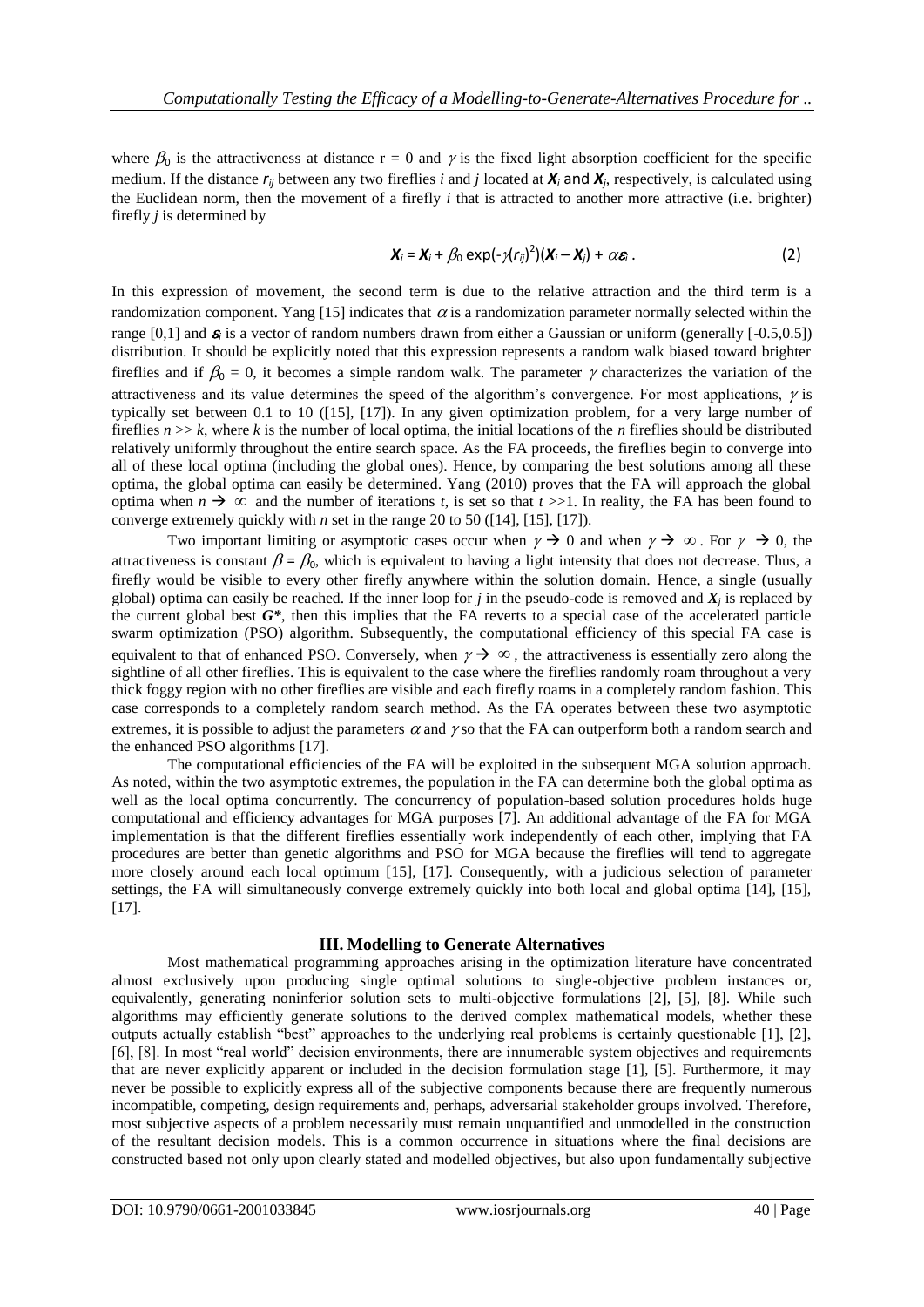where $\beta_0$ is the attractiveness at distance r = 0 and $\gamma$ is the fixed light absorption coefficient for the specific medium. If the distance $r_{ij}$ between any two fireflies *i* and *j* located at $\boldsymbol{X}_i$ and $\boldsymbol{X}_j$, respectively, is calculated using the Euclidean norm, then the movement of a firefly *i* that is attracted to another more attractive (i.e. brighter) firefly *j* is determined by

$$\boldsymbol{X}_i = \boldsymbol{X}_i + \beta_0 \exp(-\gamma(r_{ij})^2)(\boldsymbol{X}_i - \boldsymbol{X}_j) + \alpha\boldsymbol{\varepsilon}_i \,. \tag{2}$$

In this expression of movement, the second term is due to the relative attraction and the third term is a randomization component. Yang [15] indicates that $\alpha$ is a randomization parameter normally selected within the range [0,1] and $\boldsymbol{\varepsilon}_i$ is a vector of random numbers drawn from either a Gaussian or uniform (generally [-0.5,0.5]) distribution. It should be explicitly noted that this expression represents a random walk biased toward brighter fireflies and if $\beta_0 = 0$, it becomes a simple random walk. The parameter $\gamma$ characterizes the variation of the attractiveness and its value determines the speed of the algorithm's convergence. For most applications, $\gamma$ is typically set between 0.1 to 10 ([15], [17]). In any given optimization problem, for a very large number of fireflies $n >> k$, where *k* is the number of local optima, the initial locations of the *n* fireflies should be distributed relatively uniformly throughout the entire search space. As the FA proceeds, the fireflies begin to converge into all of these local optima (including the global ones). Hence, by comparing the best solutions among all these optima, the global optima can easily be determined. Yang (2010) proves that the FA will approach the global optima when $n \rightarrow \infty$ and the number of iterations *t*, is set so that $t >> 1$. In reality, the FA has been found to converge extremely quickly with *n* set in the range 20 to 50 ([14], [15], [17]).

Two important limiting or asymptotic cases occur when $\gamma \rightarrow 0$ and when $\gamma \rightarrow \infty$. For $\gamma \rightarrow 0$, the attractiveness is constant $\beta = \beta_0$, which is equivalent to having a light intensity that does not decrease. Thus, a firefly would be visible to every other firefly anywhere within the solution domain. Hence, a single (usually global) optima can easily be reached. If the inner loop for *j* in the pseudo-code is removed and $\boldsymbol{X}_j$ is replaced by the current global best $\boldsymbol{G^*}$, then this implies that the FA reverts to a special case of the accelerated particle swarm optimization (PSO) algorithm. Subsequently, the computational efficiency of this special FA case is equivalent to that of enhanced PSO. Conversely, when $\gamma \rightarrow \infty$, the attractiveness is essentially zero along the sightline of all other fireflies. This is equivalent to the case where the fireflies randomly roam throughout a very thick foggy region with no other fireflies are visible and each firefly roams in a completely random fashion. This case corresponds to a completely random search method. As the FA operates between these two asymptotic extremes, it is possible to adjust the parameters $\alpha$ and $\gamma$ so that the FA can outperform both a random search and the enhanced PSO algorithms [17].

The computational efficiencies of the FA will be exploited in the subsequent MGA solution approach. As noted, within the two asymptotic extremes, the population in the FA can determine both the global optima as well as the local optima concurrently. The concurrency of population-based solution procedures holds huge computational and efficiency advantages for MGA purposes [7]. An additional advantage of the FA for MGA implementation is that the different fireflies essentially work independently of each other, implying that FA procedures are better than genetic algorithms and PSO for MGA because the fireflies will tend to aggregate more closely around each local optimum [15], [17]. Consequently, with a judicious selection of parameter settings, the FA will simultaneously converge extremely quickly into both local and global optima [14], [15], [17].

## III. Modelling to Generate Alternatives

Most mathematical programming approaches arising in the optimization literature have concentrated almost exclusively upon producing single optimal solutions to single-objective problem instances or, equivalently, generating noninferior solution sets to multi-objective formulations [2], [5], [8]. While such algorithms may efficiently generate solutions to the derived complex mathematical models, whether these outputs actually establish "best" approaches to the underlying real problems is certainly questionable [1], [2], [6], [8]. In most "real world" decision environments, there are innumerable system objectives and requirements that are never explicitly apparent or included in the decision formulation stage [1], [5]. Furthermore, it may never be possible to explicitly express all of the subjective components because there are frequently numerous incompatible, competing, design requirements and, perhaps, adversarial stakeholder groups involved. Therefore, most subjective aspects of a problem necessarily must remain unquantified and unmodelled in the construction of the resultant decision models. This is a common occurrence in situations where the final decisions are constructed based not only upon clearly stated and modelled objectives, but also upon fundamentally subjective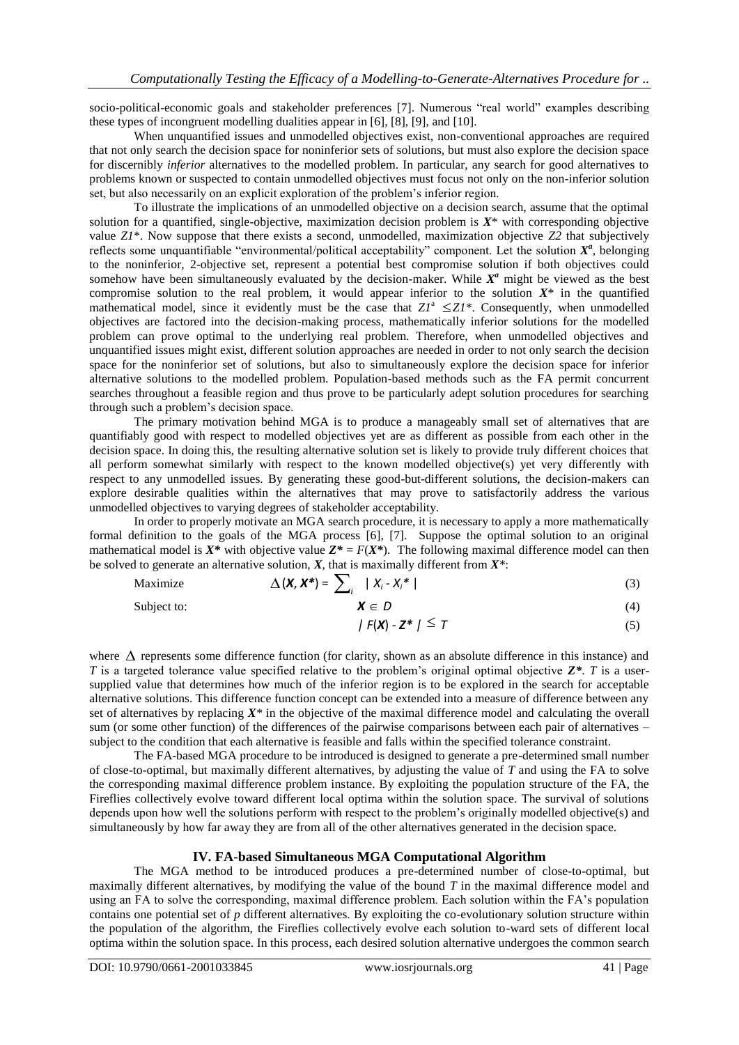socio-political-economic goals and stakeholder preferences [7]. Numerous "real world" examples describing these types of incongruent modelling dualities appear in [6], [8], [9], and [10].

When unquantified issues and unmodelled objectives exist, non-conventional approaches are required that not only search the decision space for noninferior sets of solutions, but must also explore the decision space for discernibly *inferior* alternatives to the modelled problem. In particular, any search for good alternatives to problems known or suspected to contain unmodelled objectives must focus not only on the non-inferior solution set, but also necessarily on an explicit exploration of the problem's inferior region.

To illustrate the implications of an unmodelled objective on a decision search, assume that the optimal solution for a quantified, single-objective, maximization decision problem is $X^*$ with corresponding objective value $Z1^*$. Now suppose that there exists a second, unmodelled, maximization objective $Z2$ that subjectively reflects some unquantifiable "environmental/political acceptability" component. Let the solution $\boldsymbol{X^a}$, belonging to the noninferior, 2-objective set, represent a potential best compromise solution if both objectives could somehow have been simultaneously evaluated by the decision-maker. While $\boldsymbol{X^a}$ might be viewed as the best compromise solution to the real problem, it would appear inferior to the solution $X^*$ in the quantified mathematical model, since it evidently must be the case that $Z1^a \leq Z1^*$. Consequently, when unmodelled objectives are factored into the decision-making process, mathematically inferior solutions for the modelled problem can prove optimal to the underlying real problem. Therefore, when unmodelled objectives and unquantified issues might exist, different solution approaches are needed in order to not only search the decision space for the noninferior set of solutions, but also to simultaneously explore the decision space for inferior alternative solutions to the modelled problem. Population-based methods such as the FA permit concurrent searches throughout a feasible region and thus prove to be particularly adept solution procedures for searching through such a problem's decision space.

The primary motivation behind MGA is to produce a manageably small set of alternatives that are quantifiably good with respect to modelled objectives yet are as different as possible from each other in the decision space. In doing this, the resulting alternative solution set is likely to provide truly different choices that all perform somewhat similarly with respect to the known modelled objective(s) yet very differently with respect to any unmodelled issues. By generating these good-but-different solutions, the decision-makers can explore desirable qualities within the alternatives that may prove to satisfactorily address the various unmodelled objectives to varying degrees of stakeholder acceptability.

In order to properly motivate an MGA search procedure, it is necessary to apply a more mathematically formal definition to the goals of the MGA process [6], [7]. Suppose the optimal solution to an original mathematical model is $\boldsymbol{X^*}$ with objective value $\boldsymbol{Z^*} = F(\boldsymbol{X^*})$. The following maximal difference model can then be solved to generate an alternative solution, $\boldsymbol{X}$, that is maximally different from $X^*$:

$$\text{Maximize} \qquad \Delta(\boldsymbol{X}, \boldsymbol{X^*}) = \sum_i | X_i - X_i^* | \tag{3}$$

$$\text{Subject to:} \qquad \boldsymbol{X} \in D \tag{4}$$

$$| F(\boldsymbol{X}) - \boldsymbol{Z^*} | \leq T \tag{5}$$

where $\Delta$ represents some difference function (for clarity, shown as an absolute difference in this instance) and $T$ is a targeted tolerance value specified relative to the problem's original optimal objective $\boldsymbol{Z^*}$. $T$ is a user-supplied value that determines how much of the inferior region is to be explored in the search for acceptable alternative solutions. This difference function concept can be extended into a measure of difference between any set of alternatives by replacing $X^*$ in the objective of the maximal difference model and calculating the overall sum (or some other function) of the differences of the pairwise comparisons between each pair of alternatives – subject to the condition that each alternative is feasible and falls within the specified tolerance constraint.

The FA-based MGA procedure to be introduced is designed to generate a pre-determined small number of close-to-optimal, but maximally different alternatives, by adjusting the value of $T$ and using the FA to solve the corresponding maximal difference problem instance. By exploiting the population structure of the FA, the Fireflies collectively evolve toward different local optima within the solution space. The survival of solutions depends upon how well the solutions perform with respect to the problem's originally modelled objective(s) and simultaneously by how far away they are from all of the other alternatives generated in the decision space.

## IV. FA-based Simultaneous MGA Computational Algorithm

The MGA method to be introduced produces a pre-determined number of close-to-optimal, but maximally different alternatives, by modifying the value of the bound $T$ in the maximal difference model and using an FA to solve the corresponding, maximal difference problem. Each solution within the FA's population contains one potential set of $p$ different alternatives. By exploiting the co-evolutionary solution structure within the population of the algorithm, the Fireflies collectively evolve each solution to-ward sets of different local optima within the solution space. In this process, each desired solution alternative undergoes the common search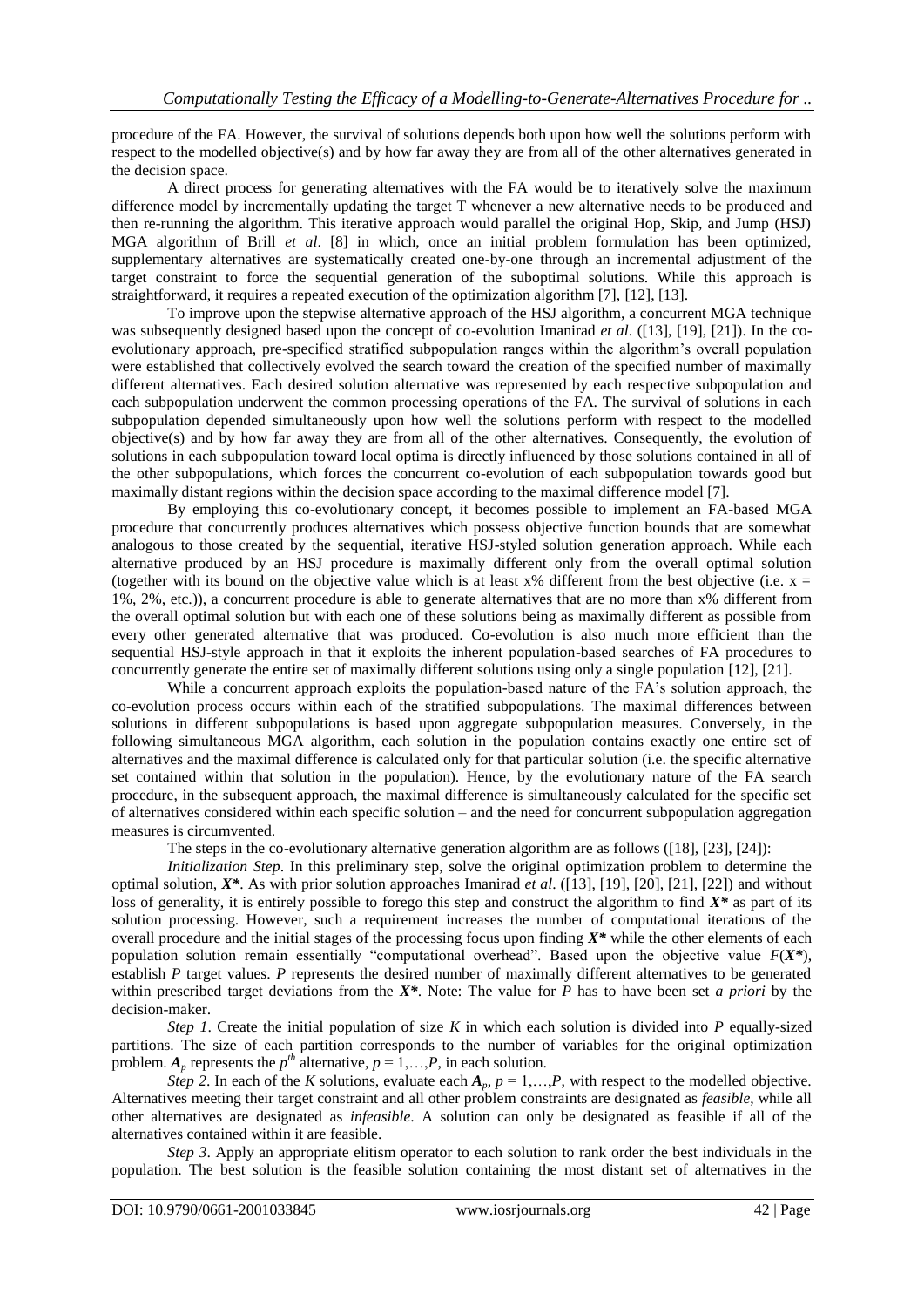procedure of the FA. However, the survival of solutions depends both upon how well the solutions perform with respect to the modelled objective(s) and by how far away they are from all of the other alternatives generated in the decision space.

A direct process for generating alternatives with the FA would be to iteratively solve the maximum difference model by incrementally updating the target T whenever a new alternative needs to be produced and then re-running the algorithm. This iterative approach would parallel the original Hop, Skip, and Jump (HSJ) MGA algorithm of Brill *et al*. [8] in which, once an initial problem formulation has been optimized, supplementary alternatives are systematically created one-by-one through an incremental adjustment of the target constraint to force the sequential generation of the suboptimal solutions. While this approach is straightforward, it requires a repeated execution of the optimization algorithm [7], [12], [13].

To improve upon the stepwise alternative approach of the HSJ algorithm, a concurrent MGA technique was subsequently designed based upon the concept of co-evolution Imanirad *et al*. ([13], [19], [21]). In the co-evolutionary approach, pre-specified stratified subpopulation ranges within the algorithm's overall population were established that collectively evolved the search toward the creation of the specified number of maximally different alternatives. Each desired solution alternative was represented by each respective subpopulation and each subpopulation underwent the common processing operations of the FA. The survival of solutions in each subpopulation depended simultaneously upon how well the solutions perform with respect to the modelled objective(s) and by how far away they are from all of the other alternatives. Consequently, the evolution of solutions in each subpopulation toward local optima is directly influenced by those solutions contained in all of the other subpopulations, which forces the concurrent co-evolution of each subpopulation towards good but maximally distant regions within the decision space according to the maximal difference model [7].

By employing this co-evolutionary concept, it becomes possible to implement an FA-based MGA procedure that concurrently produces alternatives which possess objective function bounds that are somewhat analogous to those created by the sequential, iterative HSJ-styled solution generation approach. While each alternative produced by an HSJ procedure is maximally different only from the overall optimal solution (together with its bound on the objective value which is at least x% different from the best objective (i.e. x = 1%, 2%, etc.)), a concurrent procedure is able to generate alternatives that are no more than x% different from the overall optimal solution but with each one of these solutions being as maximally different as possible from every other generated alternative that was produced. Co-evolution is also much more efficient than the sequential HSJ-style approach in that it exploits the inherent population-based searches of FA procedures to concurrently generate the entire set of maximally different solutions using only a single population [12], [21].

While a concurrent approach exploits the population-based nature of the FA's solution approach, the co-evolution process occurs within each of the stratified subpopulations. The maximal differences between solutions in different subpopulations is based upon aggregate subpopulation measures. Conversely, in the following simultaneous MGA algorithm, each solution in the population contains exactly one entire set of alternatives and the maximal difference is calculated only for that particular solution (i.e. the specific alternative set contained within that solution in the population). Hence, by the evolutionary nature of the FA search procedure, in the subsequent approach, the maximal difference is simultaneously calculated for the specific set of alternatives considered within each specific solution – and the need for concurrent subpopulation aggregation measures is circumvented.

The steps in the co-evolutionary alternative generation algorithm are as follows ([18], [23], [24]):

*Initialization Step*. In this preliminary step, solve the original optimization problem to determine the optimal solution, $\boldsymbol{X^*}$. As with prior solution approaches Imanirad *et al*. ([13], [19], [20], [21], [22]) and without loss of generality, it is entirely possible to forego this step and construct the algorithm to find $\boldsymbol{X^*}$ as part of its solution processing. However, such a requirement increases the number of computational iterations of the overall procedure and the initial stages of the processing focus upon finding $\boldsymbol{X^*}$ while the other elements of each population solution remain essentially "computational overhead". Based upon the objective value $F(\boldsymbol{X^*})$, establish $P$ target values. $P$ represents the desired number of maximally different alternatives to be generated within prescribed target deviations from the $\boldsymbol{X^*}$. Note: The value for $P$ has to have been set *a priori* by the decision-maker.

*Step 1*. Create the initial population of size $K$ in which each solution is divided into $P$ equally-sized partitions. The size of each partition corresponds to the number of variables for the original optimization problem. $\boldsymbol{A}_p$ represents the $p^{th}$ alternative, $p = 1,\ldots,P$, in each solution.

*Step 2*. In each of the $K$ solutions, evaluate each $\boldsymbol{A}_p$, $p = 1,\ldots,P$, with respect to the modelled objective. Alternatives meeting their target constraint and all other problem constraints are designated as *feasible*, while all other alternatives are designated as *infeasible*. A solution can only be designated as feasible if all of the alternatives contained within it are feasible.

*Step 3*. Apply an appropriate elitism operator to each solution to rank order the best individuals in the population. The best solution is the feasible solution containing the most distant set of alternatives in the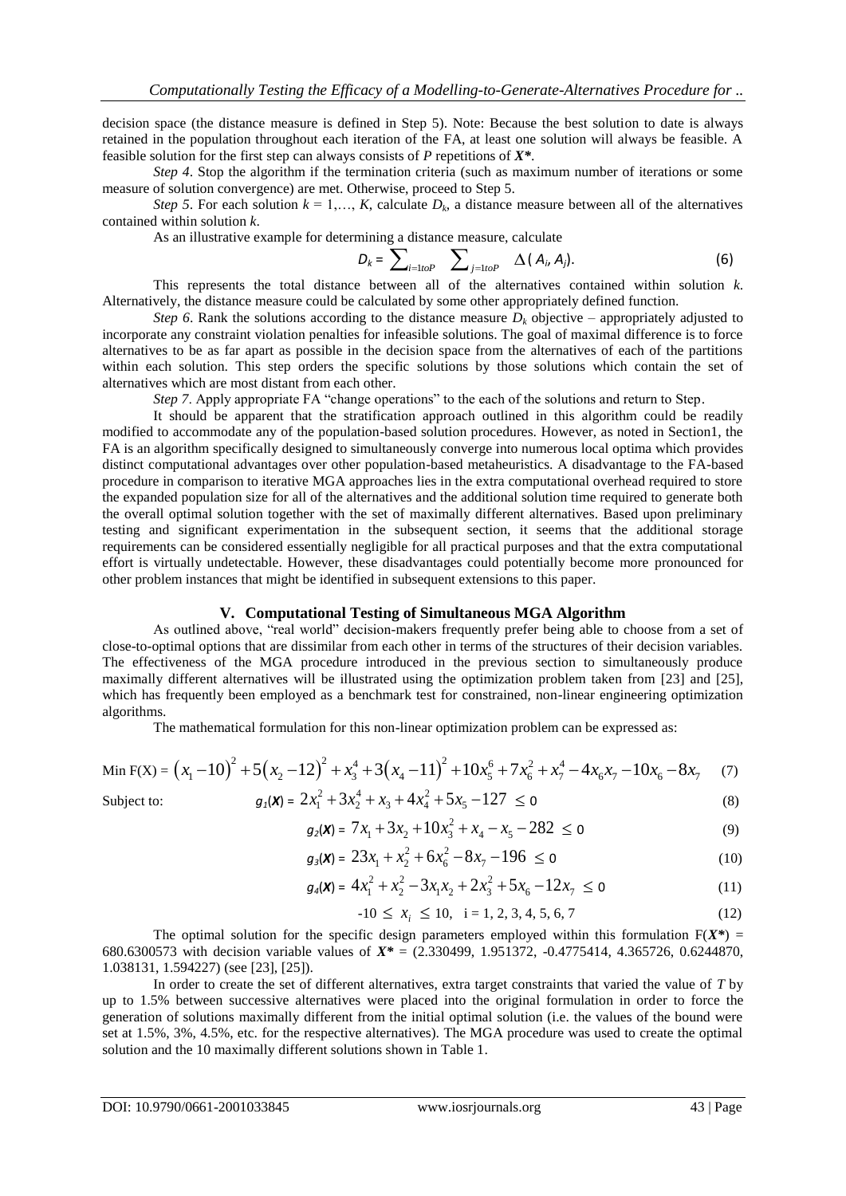decision space (the distance measure is defined in Step 5). Note: Because the best solution to date is always retained in the population throughout each iteration of the FA, at least one solution will always be feasible. A feasible solution for the first step can always consists of *P* repetitions of $X^*$.

*Step 4*. Stop the algorithm if the termination criteria (such as maximum number of iterations or some measure of solution convergence) are met. Otherwise, proceed to Step 5.

*Step 5*. For each solution $k = 1,\ldots, K$, calculate $D_k$, a distance measure between all of the alternatives contained within solution *k*.

As an illustrative example for determining a distance measure, calculate

$$D_k = \sum_{i=1toP} \sum_{j=1toP} \Delta(A_i, A_j). \quad (6)$$

This represents the total distance between all of the alternatives contained within solution *k*. Alternatively, the distance measure could be calculated by some other appropriately defined function.

*Step 6*. Rank the solutions according to the distance measure $D_k$ objective – appropriately adjusted to incorporate any constraint violation penalties for infeasible solutions. The goal of maximal difference is to force alternatives to be as far apart as possible in the decision space from the alternatives of each of the partitions within each solution. This step orders the specific solutions by those solutions which contain the set of alternatives which are most distant from each other.

*Step 7*. Apply appropriate FA "change operations" to the each of the solutions and return to Step.

It should be apparent that the stratification approach outlined in this algorithm could be readily modified to accommodate any of the population-based solution procedures. However, as noted in Section1, the FA is an algorithm specifically designed to simultaneously converge into numerous local optima which provides distinct computational advantages over other population-based metaheuristics. A disadvantage to the FA-based procedure in comparison to iterative MGA approaches lies in the extra computational overhead required to store the expanded population size for all of the alternatives and the additional solution time required to generate both the overall optimal solution together with the set of maximally different alternatives. Based upon preliminary testing and significant experimentation in the subsequent section, it seems that the additional storage requirements can be considered essentially negligible for all practical purposes and that the extra computational effort is virtually undetectable. However, these disadvantages could potentially become more pronounced for other problem instances that might be identified in subsequent extensions to this paper.

## V. Computational Testing of Simultaneous MGA Algorithm

As outlined above, "real world" decision-makers frequently prefer being able to choose from a set of close-to-optimal options that are dissimilar from each other in terms of the structures of their decision variables. The effectiveness of the MGA procedure introduced in the previous section to simultaneously produce maximally different alternatives will be illustrated using the optimization problem taken from [23] and [25], which has frequently been employed as a benchmark test for constrained, non-linear engineering optimization algorithms.

The mathematical formulation for this non-linear optimization problem can be expressed as:

$$\text{Min } F(X) = (x_1-10)^2 + 5(x_2-12)^2 + x_3^4 + 3(x_4-11)^2 + 10x_5^6 + 7x_6^2 + x_7^4 - 4x_6x_7 - 10x_6 - 8x_7 \quad (7)$$

Subject to:

$$g_1(X) = 2x_1^2 + 3x_2^4 + x_3 + 4x_4^2 + 5x_5 - 127 \leq 0 \quad (8)$$

$$g_2(X) = 7x_1 + 3x_2 + 10x_3^2 + x_4 - x_5 - 282 \leq 0 \quad (9)$$

$$g_3(X) = 23x_1 + x_2^2 + 6x_6^2 - 8x_7 - 196 \leq 0 \quad (10)$$

$$g_4(X) = 4x_1^2 + x_2^2 - 3x_1x_2 + 2x_3^2 + 5x_6 - 12x_7 \leq 0 \quad (11)$$

$$-10 \leq x_i \leq 10, \quad i = 1, 2, 3, 4, 5, 6, 7 \quad (12)$$

The optimal solution for the specific design parameters employed within this formulation $F(X^*) = 680.6300573$ with decision variable values of $X^* = (2.330499, 1.951372, -0.4775414, 4.365726, 0.6244870, 1.038131, 1.594227)$ (see [23], [25]).

In order to create the set of different alternatives, extra target constraints that varied the value of *T* by up to 1.5% between successive alternatives were placed into the original formulation in order to force the generation of solutions maximally different from the initial optimal solution (i.e. the values of the bound were set at 1.5%, 3%, 4.5%, etc. for the respective alternatives). The MGA procedure was used to create the optimal solution and the 10 maximally different solutions shown in Table 1.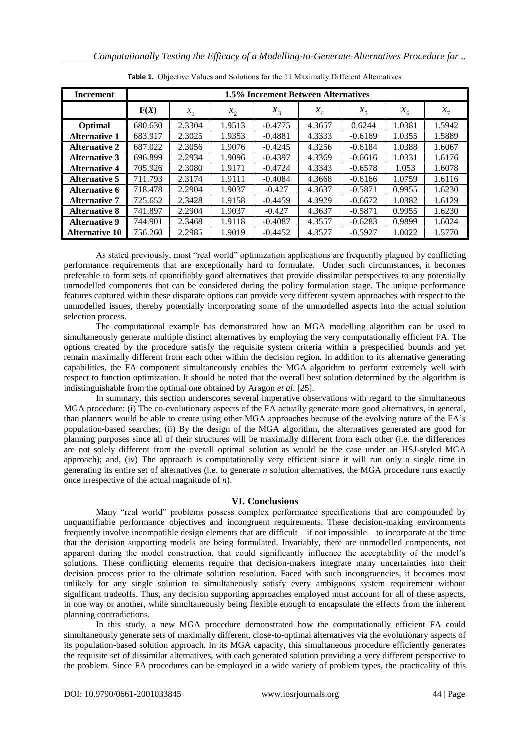**Table 1.** Objective Values and Solutions for the 11 Maximally Different Alternatives

| Increment | 1.5% Increment Between Alternatives | | | | | | | |
|---|---|---|---|---|---|---|---|---|
| | **F(*X*)** | $x_1$ | $x_2$ | $x_3$ | $x_4$ | $x_5$ | $x_6$ | $x_7$ |
| **Optimal** | 680.630 | 2.3304 | 1.9513 | -0.4775 | 4.3657 | 0.6244 | 1.0381 | 1.5942 |
| **Alternative 1** | 683.917 | 2.3025 | 1.9353 | -0.4881 | 4.3333 | -0.6169 | 1.0355 | 1.5889 |
| **Alternative 2** | 687.022 | 2.3056 | 1.9076 | -0.4245 | 4.3256 | -0.6184 | 1.0388 | 1.6067 |
| **Alternative 3** | 696.899 | 2.2934 | 1.9096 | -0.4397 | 4.3369 | -0.6616 | 1.0331 | 1.6176 |
| **Alternative 4** | 705.926 | 2.3080 | 1.9171 | -0.4724 | 4.3343 | -0.6578 | 1.053 | 1.6078 |
| **Alternative 5** | 711.793 | 2.3174 | 1.9111 | -0.4084 | 4.3668 | -0.6166 | 1.0759 | 1.6116 |
| **Alternative 6** | 718.478 | 2.2904 | 1.9037 | -0.427 | 4.3637 | -0.5871 | 0.9955 | 1.6230 |
| **Alternative 7** | 725.652 | 2.3428 | 1.9158 | -0.4459 | 4.3929 | -0.6672 | 1.0382 | 1.6129 |
| **Alternative 8** | 741.897 | 2.2904 | 1.9037 | -0.427 | 4.3637 | -0.5871 | 0.9955 | 1.6230 |
| **Alternative 9** | 744.901 | 2.3468 | 1.9118 | -0.4087 | 4.3557 | -0.6283 | 0.9899 | 1.6024 |
| **Alternative 10** | 756.260 | 2.2985 | 1.9019 | -0.4452 | 4.3577 | -0.5927 | 1.0022 | 1.5770 |

As stated previously, most "real world" optimization applications are frequently plagued by conflicting performance requirements that are exceptionally hard to formulate. Under such circumstances, it becomes preferable to form sets of quantifiably good alternatives that provide dissimilar perspectives to any potentially unmodelled components that can be considered during the policy formulation stage. The unique performance features captured within these disparate options can provide very different system approaches with respect to the unmodelled issues, thereby potentially incorporating some of the unmodelled aspects into the actual solution selection process.

The computational example has demonstrated how an MGA modelling algorithm can be used to simultaneously generate multiple distinct alternatives by employing the very computationally efficient FA. The options created by the procedure satisfy the requisite system criteria within a prespecified bounds and yet remain maximally different from each other within the decision region. In addition to its alternative generating capabilities, the FA component simultaneously enables the MGA algorithm to perform extremely well with respect to function optimization. It should be noted that the overall best solution determined by the algorithm is indistinguishable from the optimal one obtained by Aragon *et al*. [25].

In summary, this section underscores several imperative observations with regard to the simultaneous MGA procedure: (i) The co-evolutionary aspects of the FA actually generate more good alternatives, in general, than planners would be able to create using other MGA approaches because of the evolving nature of the FA's population-based searches; (ii) By the design of the MGA algorithm, the alternatives generated are good for planning purposes since all of their structures will be maximally different from each other (i.e. the differences are not solely different from the overall optimal solution as would be the case under an HSJ-styled MGA approach); and, (iv) The approach is computationally very efficient since it will run only a single time in generating its entire set of alternatives (i.e. to generate *n* solution alternatives, the MGA procedure runs exactly once irrespective of the actual magnitude of *n*).

## VI. Conclusions

Many "real world" problems possess complex performance specifications that are compounded by unquantifiable performance objectives and incongruent requirements. These decision-making environments frequently involve incompatible design elements that are difficult – if not impossible – to incorporate at the time that the decision supporting models are being formulated. Invariably, there are unmodelled components, not apparent during the model construction, that could significantly influence the acceptability of the model's solutions. These conflicting elements require that decision-makers integrate many uncertainties into their decision process prior to the ultimate solution resolution. Faced with such incongruencies, it becomes most unlikely for any single solution to simultaneously satisfy every ambiguous system requirement without significant tradeoffs. Thus, any decision supporting approaches employed must account for all of these aspects, in one way or another, while simultaneously being flexible enough to encapsulate the effects from the inherent planning contradictions.

In this study, a new MGA procedure demonstrated how the computationally efficient FA could simultaneously generate sets of maximally different, close-to-optimal alternatives via the evolutionary aspects of its population-based solution approach. In its MGA capacity, this simultaneous procedure efficiently generates the requisite set of dissimilar alternatives, with each generated solution providing a very different perspective to the problem. Since FA procedures can be employed in a wide variety of problem types, the practicality of this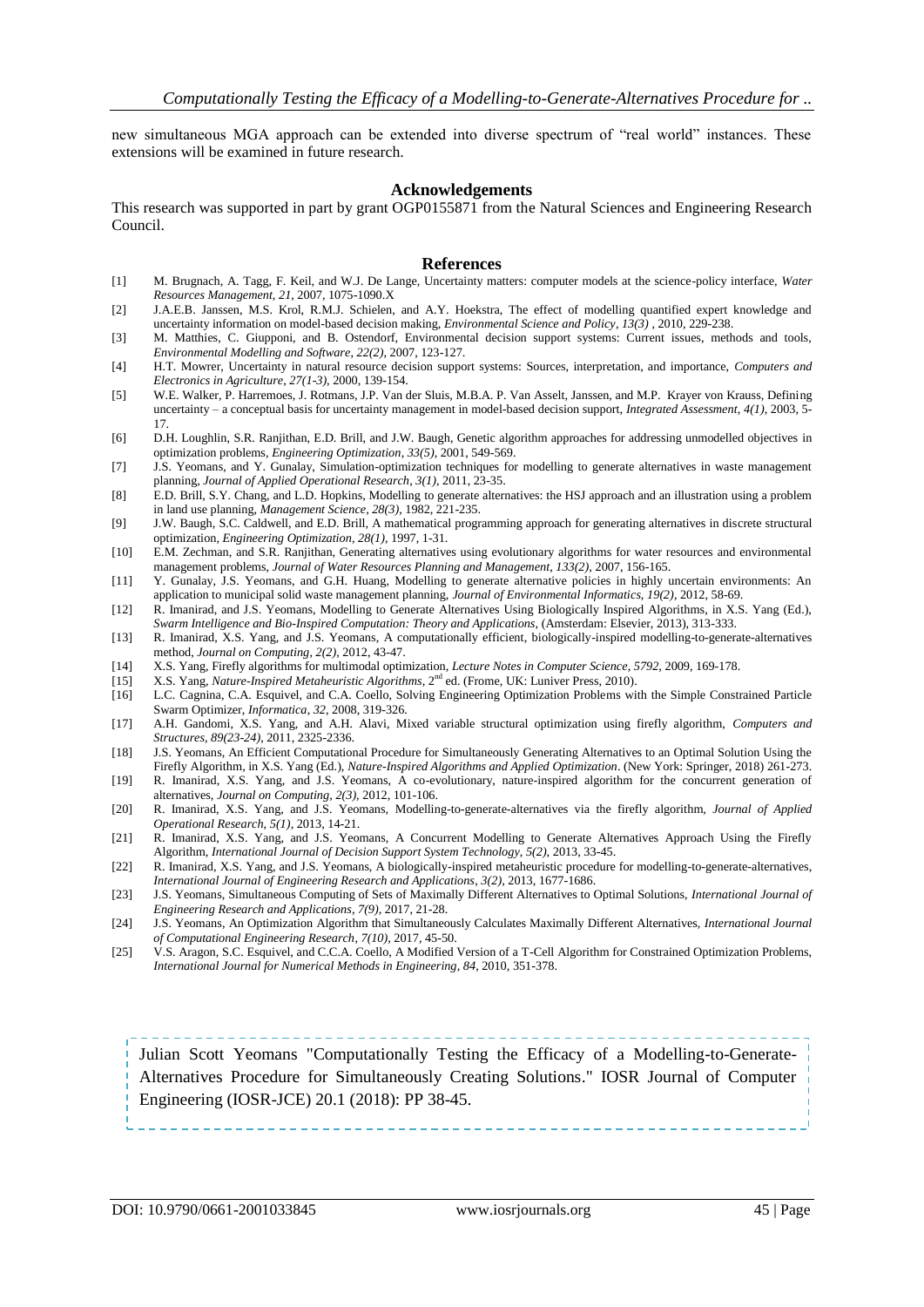new simultaneous MGA approach can be extended into diverse spectrum of "real world" instances. These extensions will be examined in future research.

## Acknowledgements

This research was supported in part by grant OGP0155871 from the Natural Sciences and Engineering Research Council.

## References

[1] M. Brugnach, A. Tagg, F. Keil, and W.J. De Lange, Uncertainty matters: computer models at the science-policy interface, *Water Resources Management, 21*, 2007, 1075-1090.X

[2] J.A.E.B. Janssen, M.S. Krol, R.M.J. Schielen, and A.Y. Hoekstra, The effect of modelling quantified expert knowledge and uncertainty information on model-based decision making, *Environmental Science and Policy, 13(3)*, 2010, 229-238.

[3] M. Matthies, C. Giupponi, and B. Ostendorf, Environmental decision support systems: Current issues, methods and tools, *Environmental Modelling and Software, 22(2)*, 2007, 123-127.

[4] H.T. Mowrer, Uncertainty in natural resource decision support systems: Sources, interpretation, and importance, *Computers and Electronics in Agriculture, 27(1-3)*, 2000, 139-154.

[5] W.E. Walker, P. Harremoes, J. Rotmans, J.P. Van der Sluis, M.B.A. P. Van Asselt, Janssen, and M.P. Krayer von Krauss, Defining uncertainty – a conceptual basis for uncertainty management in model-based decision support, *Integrated Assessment, 4(1)*, 2003, 5-17.

[6] D.H. Loughlin, S.R. Ranjithan, E.D. Brill, and J.W. Baugh, Genetic algorithm approaches for addressing unmodelled objectives in optimization problems, *Engineering Optimization, 33(5)*, 2001, 549-569.

[7] J.S. Yeomans, and Y. Gunalay, Simulation-optimization techniques for modelling to generate alternatives in waste management planning, *Journal of Applied Operational Research, 3(1)*, 2011, 23-35.

[8] E.D. Brill, S.Y. Chang, and L.D. Hopkins, Modelling to generate alternatives: the HSJ approach and an illustration using a problem in land use planning, *Management Science, 28(3)*, 1982, 221-235.

[9] J.W. Baugh, S.C. Caldwell, and E.D. Brill, A mathematical programming approach for generating alternatives in discrete structural optimization, *Engineering Optimization, 28(1)*, 1997, 1-31.

[10] E.M. Zechman, and S.R. Ranjithan, Generating alternatives using evolutionary algorithms for water resources and environmental management problems, *Journal of Water Resources Planning and Management, 133(2)*, 2007, 156-165.

[11] Y. Gunalay, J.S. Yeomans, and G.H. Huang, Modelling to generate alternative policies in highly uncertain environments: An application to municipal solid waste management planning, *Journal of Environmental Informatics, 19(2)*, 2012, 58-69.

[12] R. Imanirad, and J.S. Yeomans, Modelling to Generate Alternatives Using Biologically Inspired Algorithms, in X.S. Yang (Ed.), *Swarm Intelligence and Bio-Inspired Computation: Theory and Applications*, (Amsterdam: Elsevier, 2013), 313-333.

[13] R. Imanirad, X.S. Yang, and J.S. Yeomans, A computationally efficient, biologically-inspired modelling-to-generate-alternatives method, *Journal on Computing, 2(2)*, 2012, 43-47.

[14] X.S. Yang, Firefly algorithms for multimodal optimization, *Lecture Notes in Computer Science, 5792*, 2009, 169-178.

[15] X.S. Yang, *Nature-Inspired Metaheuristic Algorithms*, 2nd ed. (Frome, UK: Luniver Press, 2010).

[16] L.C. Cagnina, C.A. Esquivel, and C.A. Coello, Solving Engineering Optimization Problems with the Simple Constrained Particle Swarm Optimizer, *Informatica, 32*, 2008, 319-326.

[17] A.H. Gandomi, X.S. Yang, and A.H. Alavi, Mixed variable structural optimization using firefly algorithm, *Computers and Structures, 89(23-24)*, 2011, 2325-2336.

[18] J.S. Yeomans, An Efficient Computational Procedure for Simultaneously Generating Alternatives to an Optimal Solution Using the Firefly Algorithm, in X.S. Yang (Ed.), *Nature-Inspired Algorithms and Applied Optimization*. (New York: Springer, 2018) 261-273.

[19] R. Imanirad, X.S. Yang, and J.S. Yeomans, A co-evolutionary, nature-inspired algorithm for the concurrent generation of alternatives, *Journal on Computing, 2(3)*, 2012, 101-106.

[20] R. Imanirad, X.S. Yang, and J.S. Yeomans, Modelling-to-generate-alternatives via the firefly algorithm, *Journal of Applied Operational Research, 5(1)*, 2013, 14-21.

[21] R. Imanirad, X.S. Yang, and J.S. Yeomans, A Concurrent Modelling to Generate Alternatives Approach Using the Firefly Algorithm, *International Journal of Decision Support System Technology, 5(2)*, 2013, 33-45.

[22] R. Imanirad, X.S. Yang, and J.S. Yeomans, A biologically-inspired metaheuristic procedure for modelling-to-generate-alternatives, *International Journal of Engineering Research and Applications, 3(2)*, 2013, 1677-1686.

[23] J.S. Yeomans, Simultaneous Computing of Sets of Maximally Different Alternatives to Optimal Solutions, *International Journal of Engineering Research and Applications, 7(9)*, 2017, 21-28.

[24] J.S. Yeomans, An Optimization Algorithm that Simultaneously Calculates Maximally Different Alternatives, *International Journal of Computational Engineering Research, 7(10)*, 2017, 45-50.

[25] V.S. Aragon, S.C. Esquivel, and C.C.A. Coello, A Modified Version of a T-Cell Algorithm for Constrained Optimization Problems, *International Journal for Numerical Methods in Engineering, 84*, 2010, 351-378.

Julian Scott Yeomans "Computationally Testing the Efficacy of a Modelling-to-Generate-Alternatives Procedure for Simultaneously Creating Solutions." IOSR Journal of Computer Engineering (IOSR-JCE) 20.1 (2018): PP 38-45.